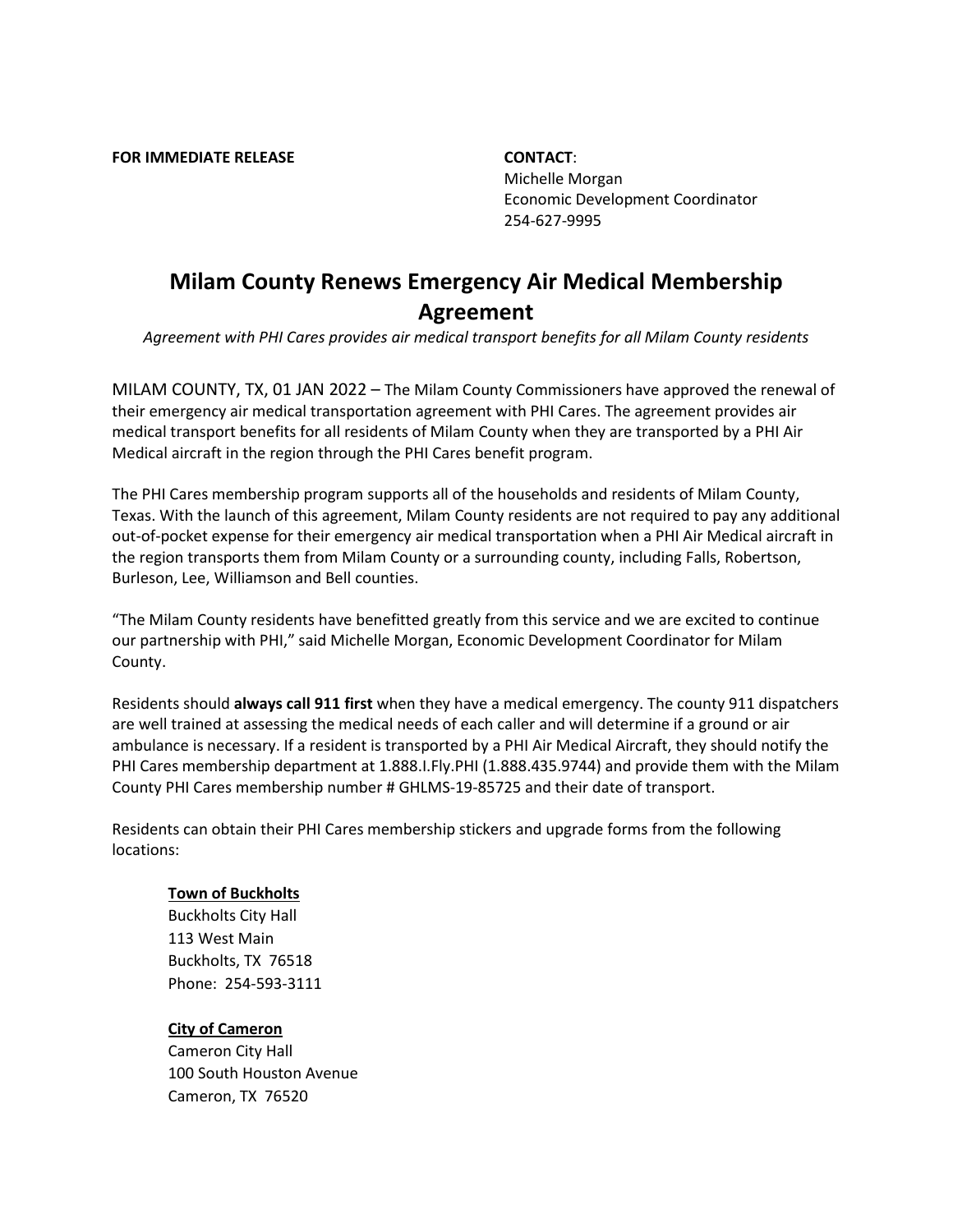**FOR IMMEDIATE RELEASE**

**CONTACT**:
Michelle Morgan
Economic Development Coordinator
254-627-9995

# Milam County Renews Emergency Air Medical Membership Agreement

*Agreement with PHI Cares provides air medical transport benefits for all Milam County residents*

MILAM COUNTY, TX, 01 JAN 2022 – The Milam County Commissioners have approved the renewal of their emergency air medical transportation agreement with PHI Cares. The agreement provides air medical transport benefits for all residents of Milam County when they are transported by a PHI Air Medical aircraft in the region through the PHI Cares benefit program.

The PHI Cares membership program supports all of the households and residents of Milam County, Texas. With the launch of this agreement, Milam County residents are not required to pay any additional out-of-pocket expense for their emergency air medical transportation when a PHI Air Medical aircraft in the region transports them from Milam County or a surrounding county, including Falls, Robertson, Burleson, Lee, Williamson and Bell counties.

"The Milam County residents have benefitted greatly from this service and we are excited to continue our partnership with PHI," said Michelle Morgan, Economic Development Coordinator for Milam County.

Residents should **always call 911 first** when they have a medical emergency. The county 911 dispatchers are well trained at assessing the medical needs of each caller and will determine if a ground or air ambulance is necessary. If a resident is transported by a PHI Air Medical Aircraft, they should notify the PHI Cares membership department at 1.888.I.Fly.PHI (1.888.435.9744) and provide them with the Milam County PHI Cares membership number # GHLMS-19-85725 and their date of transport.

Residents can obtain their PHI Cares membership stickers and upgrade forms from the following locations:

**Town of Buckholts**
Buckholts City Hall
113 West Main
Buckholts, TX 76518
Phone: 254-593-3111

**City of Cameron**
Cameron City Hall
100 South Houston Avenue
Cameron, TX 76520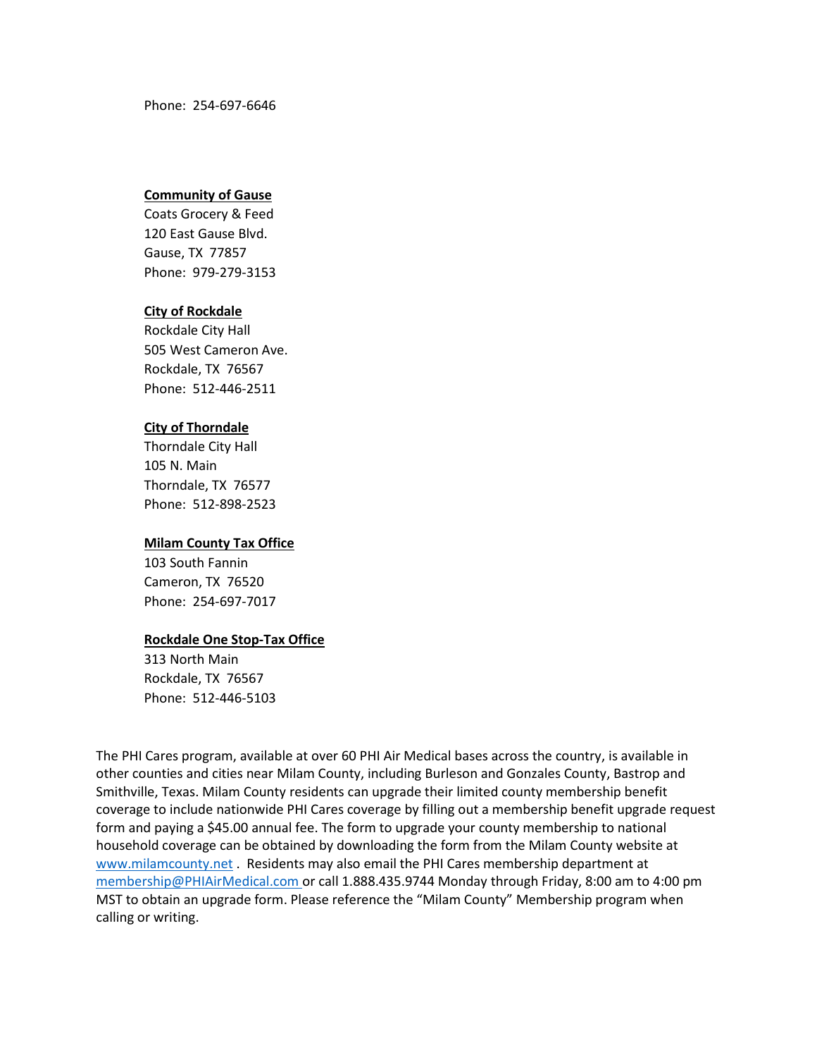Phone: 254-697-6646

**Community of Gause**
Coats Grocery & Feed
120 East Gause Blvd.
Gause, TX 77857
Phone: 979-279-3153

**City of Rockdale**
Rockdale City Hall
505 West Cameron Ave.
Rockdale, TX 76567
Phone: 512-446-2511

**City of Thorndale**
Thorndale City Hall
105 N. Main
Thorndale, TX 76577
Phone: 512-898-2523

**Milam County Tax Office**
103 South Fannin
Cameron, TX 76520
Phone: 254-697-7017

**Rockdale One Stop-Tax Office**
313 North Main
Rockdale, TX 76567
Phone: 512-446-5103

The PHI Cares program, available at over 60 PHI Air Medical bases across the country, is available in other counties and cities near Milam County, including Burleson and Gonzales County, Bastrop and Smithville, Texas. Milam County residents can upgrade their limited county membership benefit coverage to include nationwide PHI Cares coverage by filling out a membership benefit upgrade request form and paying a $45.00 annual fee. The form to upgrade your county membership to national household coverage can be obtained by downloading the form from the Milam County website at [www.milamcounty.net](http://www.milamcounty.net) . Residents may also email the PHI Cares membership department at [membership@PHIAirMedical.com](mailto:membership@PHIAirMedical.com) or call 1.888.435.9744 Monday through Friday, 8:00 am to 4:00 pm MST to obtain an upgrade form. Please reference the "Milam County" Membership program when calling or writing.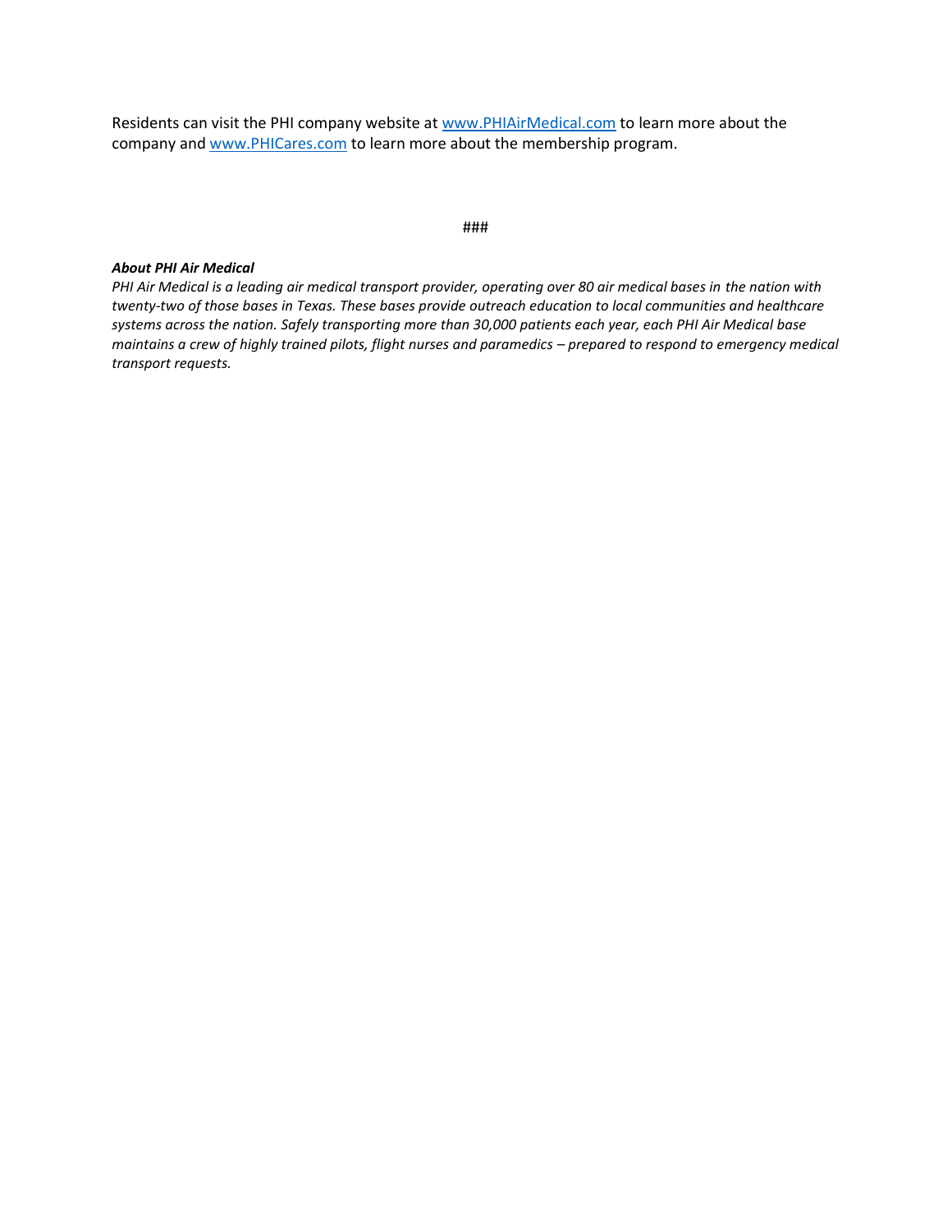Residents can visit the PHI company website at www.PHIAirMedical.com to learn more about the company and www.PHICares.com to learn more about the membership program.

###

***About PHI Air Medical***

*PHI Air Medical is a leading air medical transport provider, operating over 80 air medical bases in the nation with twenty-two of those bases in Texas. These bases provide outreach education to local communities and healthcare systems across the nation. Safely transporting more than 30,000 patients each year, each PHI Air Medical base maintains a crew of highly trained pilots, flight nurses and paramedics – prepared to respond to emergency medical transport requests.*